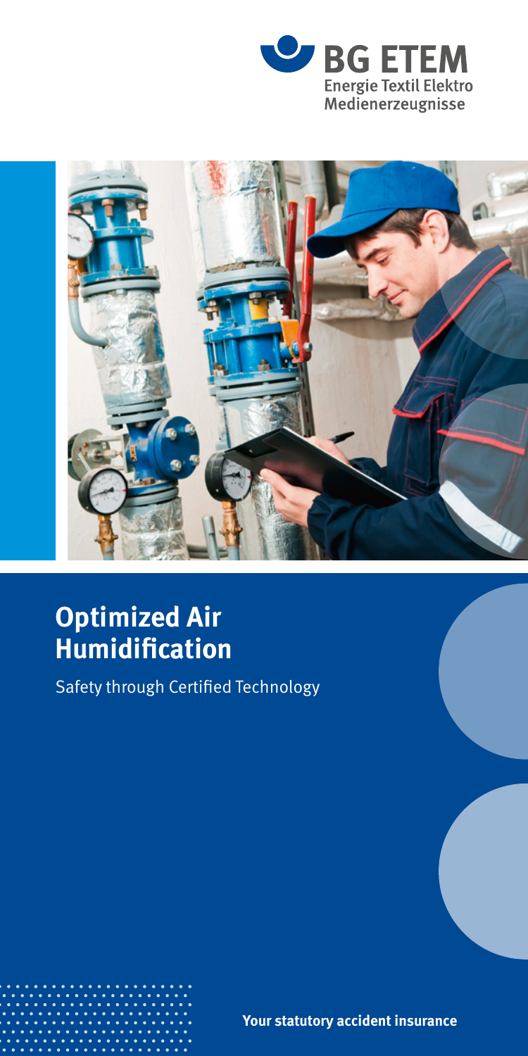**BG ETEM**
Energie Textil Elektro
Medienerzeugnisse

# Optimized Air Humidification

Safety through Certified Technology

**Your statutory accident insurance**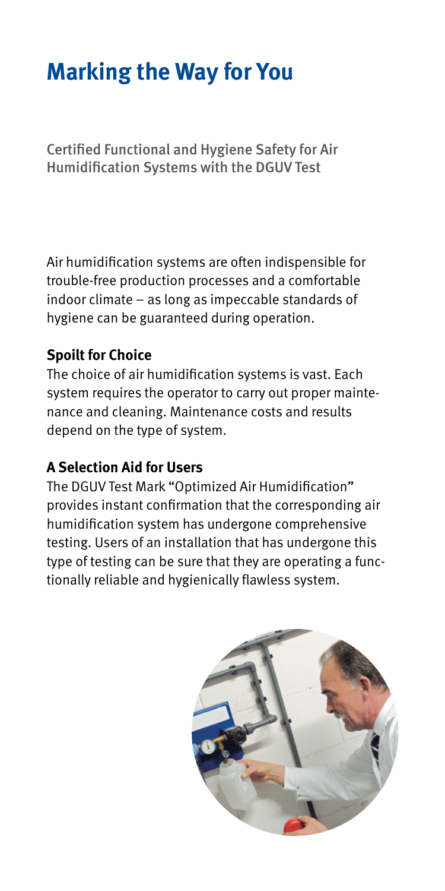# Marking the Way for You

Certified Functional and Hygiene Safety for Air Humidification Systems with the DGUV Test

Air humidification systems are often indispensible for trouble-free production processes and a comfortable indoor climate – as long as impeccable standards of hygiene can be guaranteed during operation.

**Spoilt for Choice**

The choice of air humidification systems is vast. Each system requires the operator to carry out proper maintenance and cleaning. Maintenance costs and results depend on the type of system.

**A Selection Aid for Users**

The DGUV Test Mark "Optimized Air Humidification" provides instant confirmation that the corresponding air humidification system has undergone comprehensive testing. Users of an installation that has undergone this type of testing can be sure that they are operating a functionally reliable and hygienically flawless system.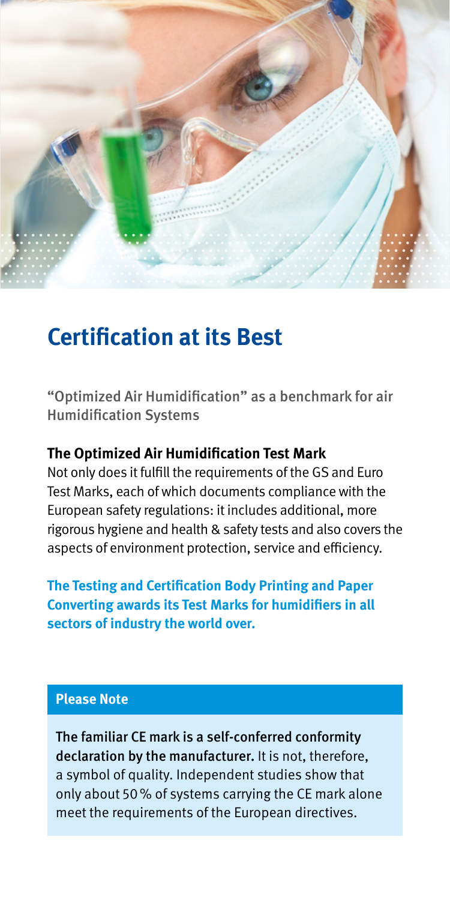# Certification at its Best

"Optimized Air Humidification" as a benchmark for air Humidification Systems

### The Optimized Air Humidification Test Mark

Not only does it fulfill the requirements of the GS and Euro Test Marks, each of which documents compliance with the European safety regulations: it includes additional, more rigorous hygiene and health & safety tests and also covers the aspects of environment protection, service and efficiency.

**The Testing and Certification Body Printing and Paper Converting awards its Test Marks for humidifiers in all sectors of industry the world over.**

**Please Note**

The familiar CE mark is a self-conferred conformity declaration by the manufacturer. It is not, therefore, a symbol of quality. Independent studies show that only about 50 % of systems carrying the CE mark alone meet the requirements of the European directives.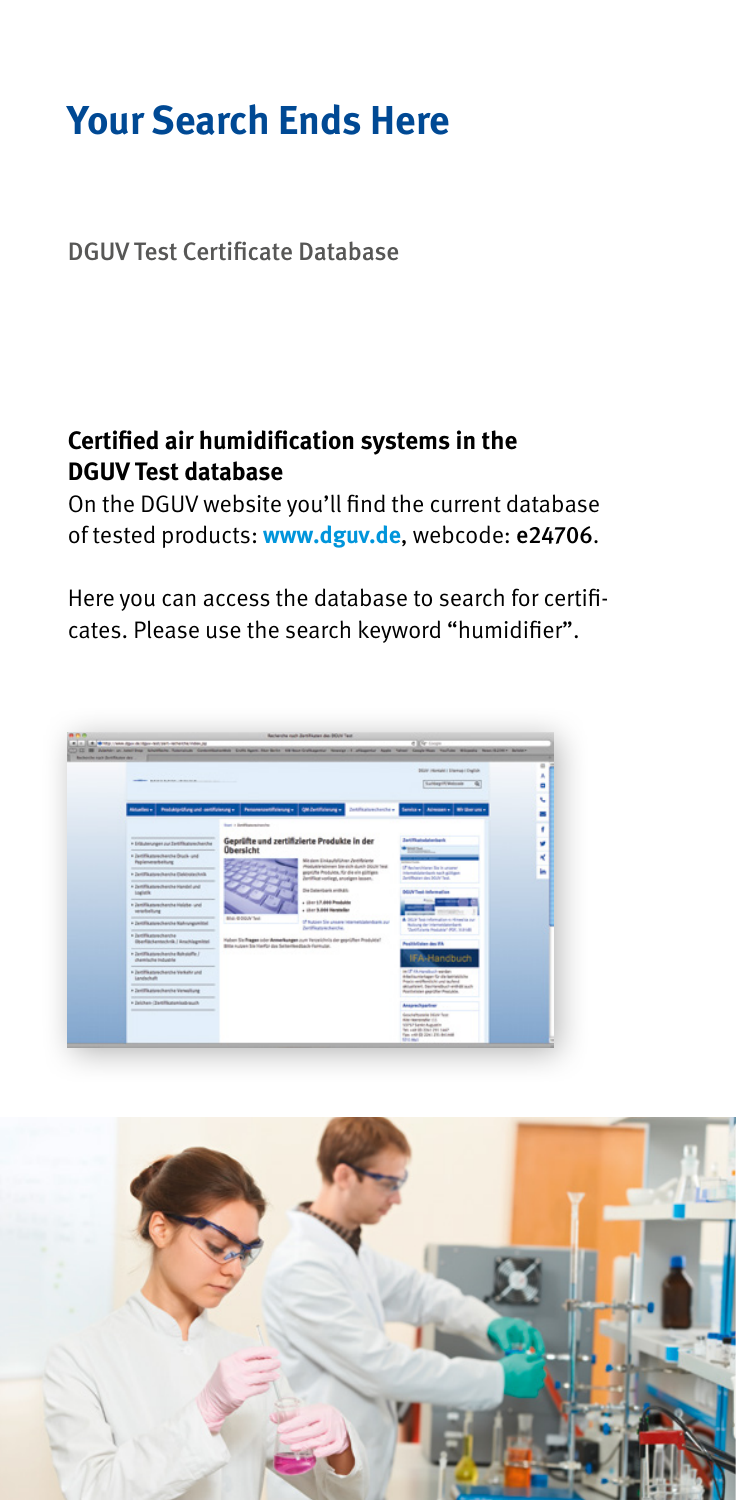# Your Search Ends Here

DGUV Test Certificate Database

### Certified air humidification systems in the DGUV Test database

On the DGUV website you'll find the current database of tested products: **www.dguv.de**, webcode: e24706.

Here you can access the database to search for certificates. Please use the search keyword "humidifier".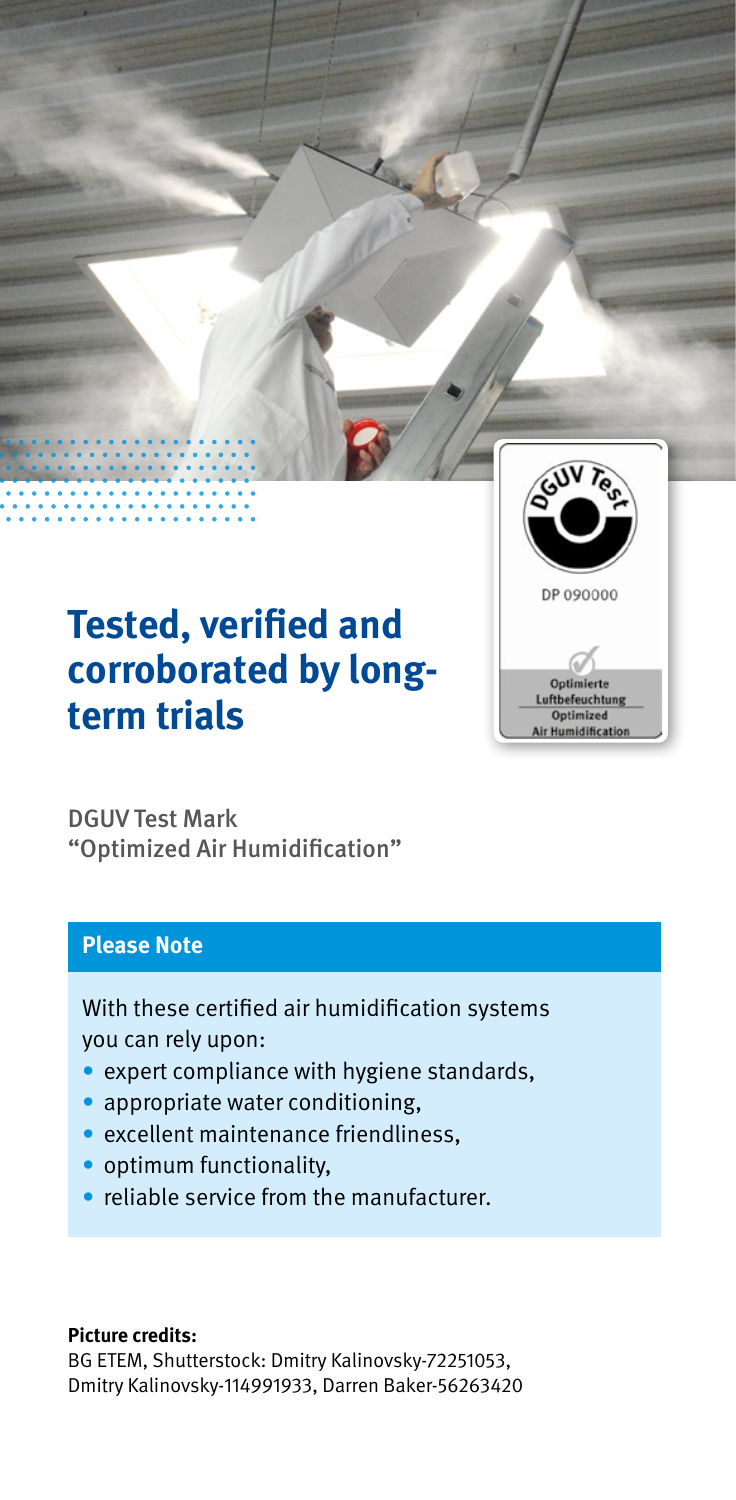# Tested, verified and corroborated by long-term trials

DGUV Test Mark
"Optimized Air Humidification"

**Please Note**

With these certified air humidification systems you can rely upon:

- expert compliance with hygiene standards,
- appropriate water conditioning,
- excellent maintenance friendliness,
- optimum functionality,
- reliable service from the manufacturer.

**Picture credits:**
BG ETEM, Shutterstock: Dmitry Kalinovsky-72251053, Dmitry Kalinovsky-114991933, Darren Baker-56263420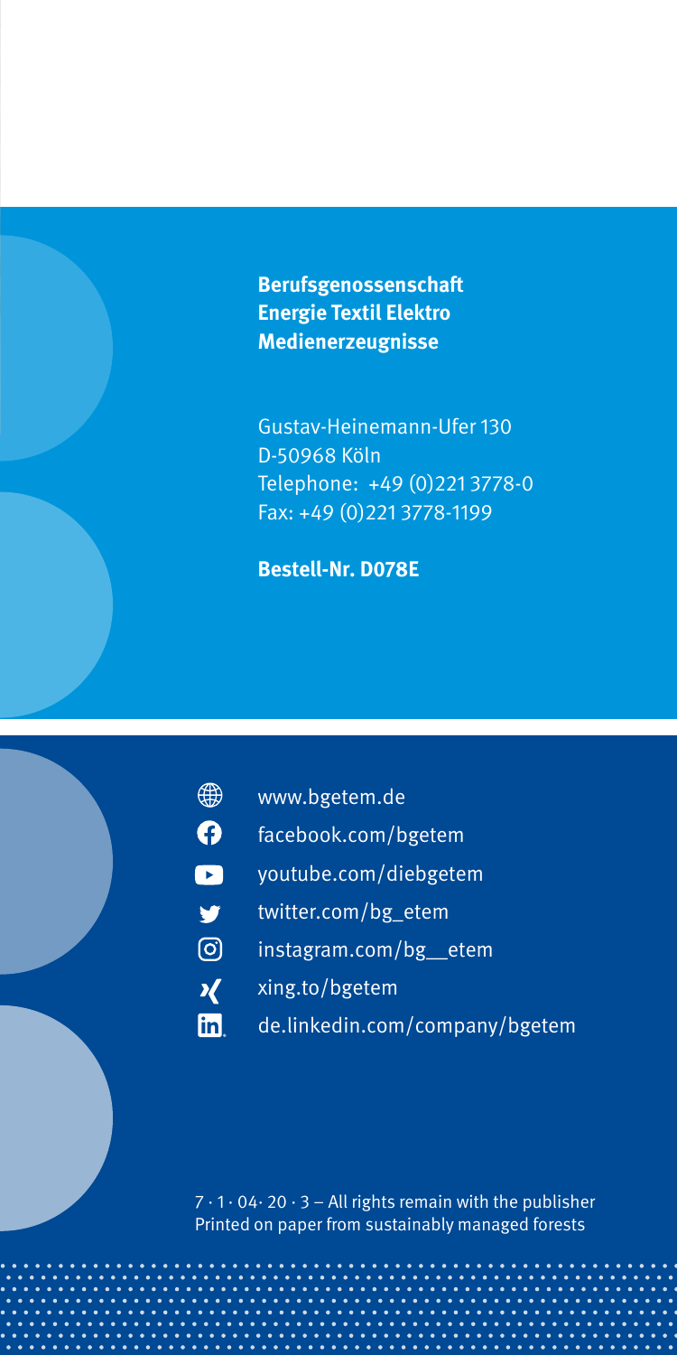**Berufsgenossenschaft**
**Energie Textil Elektro**
**Medienerzeugnisse**

Gustav-Heinemann-Ufer 130
D-50968 Köln
Telephone: +49 (0)221 3778-0
Fax: +49 (0)221 3778-1199

**Bestell-Nr. D078E**

www.bgetem.de
facebook.com/bgetem
youtube.com/diebgetem
twitter.com/bg_etem
instagram.com/bg__etem
xing.to/bgetem
de.linkedin.com/company/bgetem

7 · 1 · 04· 20 · 3 – All rights remain with the publisher
Printed on paper from sustainably managed forests